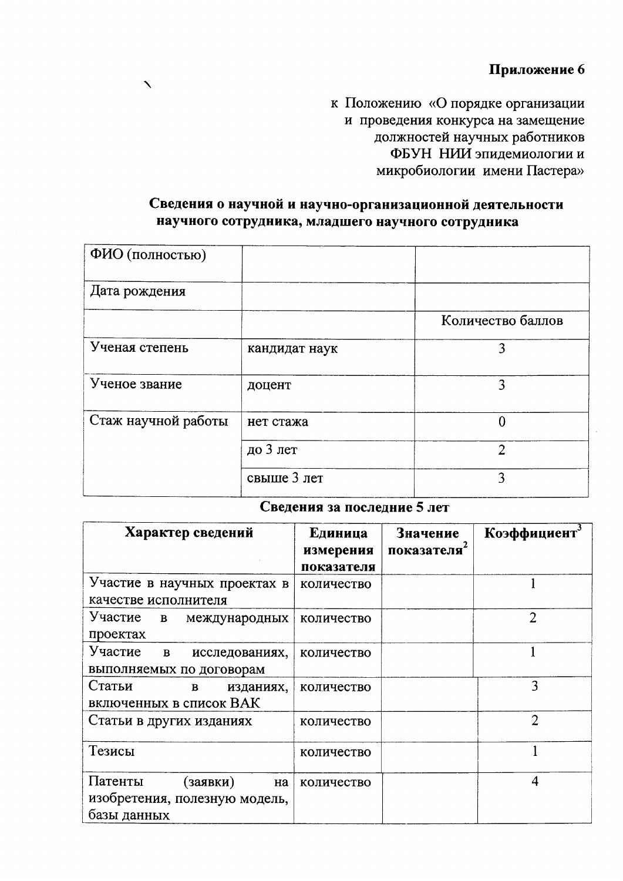**Приложение 6**

к Положению «О порядке организации и проведения конкурса на замещение должностей научных работников ФБУН НИИ эпидемиологии и микробиологии имени Пастера»

## Сведения о научной и научно-организационной деятельности научного сотрудника, младшего научного сотрудника

| ФИО (полностью) | | |
|---|---|---|
| Дата рождения | | |
| | | Количество баллов |
| Ученая степень | кандидат наук | 3 |
| Ученое звание | доцент | 3 |
| Стаж научной работы | нет стажа | 0 |
| | до 3 лет | 2 |
| | свыше 3 лет | 3 |

**Сведения за последние 5 лет**

| Характер сведений | Единица измерения показателя | Значение показателя[2] | Коэффициент[3] |
|---|---|---|---|
| Участие в научных проектах в качестве исполнителя | количество | | 1 |
| Участие в международных проектах | количество | | 2 |
| Участие в исследованиях, выполняемых по договорам | количество | | 1 |
| Статьи в изданиях, включенных в список ВАК | количество | | 3 |
| Статьи в других изданиях | количество | | 2 |
| Тезисы | количество | | 1 |
| Патенты (заявки) на изобретения, полезную модель, базы данных | количество | | 4 |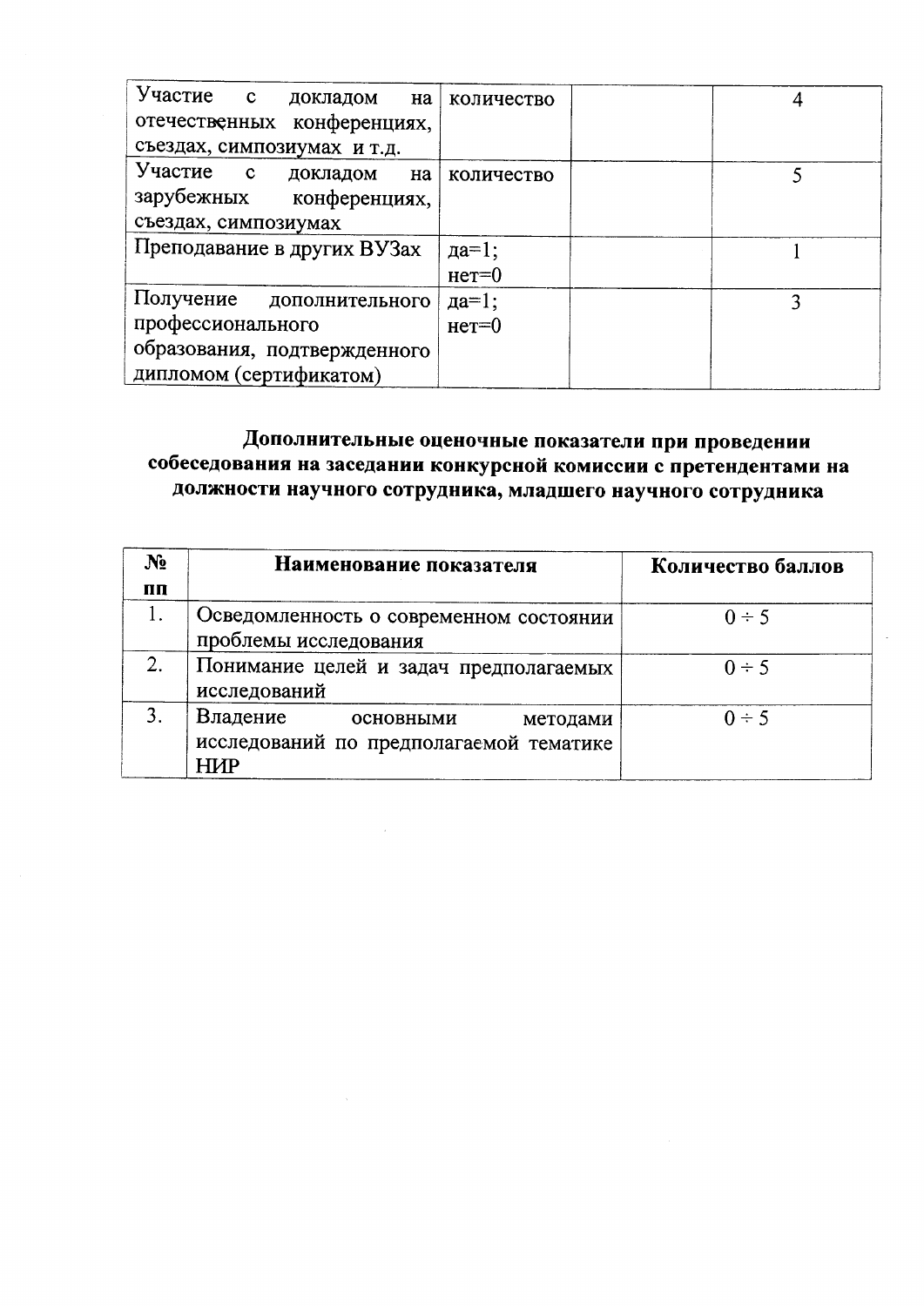| | | | |
|---|---|---|---|
| Участие с докладом на отечественных конференциях, съездах, симпозиумах и т.д. | количество | | 4 |
| Участие с докладом на зарубежных конференциях, съездах, симпозиумах | количество | | 5 |
| Преподавание в других ВУЗах | да=1; нет=0 | | 1 |
| Получение дополнительного профессионального образования, подтвержденного дипломом (сертификатом) | да=1; нет=0 | | 3 |

## Дополнительные оценочные показатели при проведении собеседования на заседании конкурсной комиссии с претендентами на должности научного сотрудника, младшего научного сотрудника

| № пп | Наименование показателя | Количество баллов |
|---|---|---|
| 1. | Осведомленность о современном состоянии проблемы исследования | 0 ÷ 5 |
| 2. | Понимание целей и задач предполагаемых исследований | 0 ÷ 5 |
| 3. | Владение основными методами исследований по предполагаемой тематике НИР | 0 ÷ 5 |